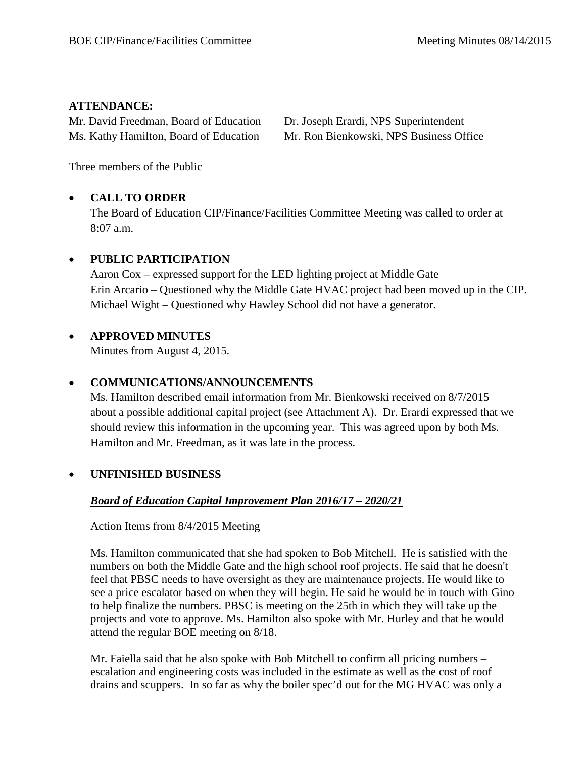**ATTENDANCE:**

Mr. David Freedman, Board of Education
Ms. Kathy Hamilton, Board of Education
Dr. Joseph Erardi, NPS Superintendent
Mr. Ron Bienkowski, NPS Business Office

Three members of the Public

- **CALL TO ORDER**
  The Board of Education CIP/Finance/Facilities Committee Meeting was called to order at 8:07 a.m.

- **PUBLIC PARTICIPATION**
  Aaron Cox – expressed support for the LED lighting project at Middle Gate
  Erin Arcario – Questioned why the Middle Gate HVAC project had been moved up in the CIP.
  Michael Wight – Questioned why Hawley School did not have a generator.

- **APPROVED MINUTES**
  Minutes from August 4, 2015.

- **COMMUNICATIONS/ANNOUNCEMENTS**
  Ms. Hamilton described email information from Mr. Bienkowski received on 8/7/2015 about a possible additional capital project (see Attachment A). Dr. Erardi expressed that we should review this information in the upcoming year. This was agreed upon by both Ms. Hamilton and Mr. Freedman, as it was late in the process.

- **UNFINISHED BUSINESS**

  ***Board of Education Capital Improvement Plan 2016/17 – 2020/21***

  Action Items from 8/4/2015 Meeting

  Ms. Hamilton communicated that she had spoken to Bob Mitchell. He is satisfied with the numbers on both the Middle Gate and the high school roof projects. He said that he doesn't feel that PBSC needs to have oversight as they are maintenance projects. He would like to see a price escalator based on when they will begin. He said he would be in touch with Gino to help finalize the numbers. PBSC is meeting on the 25th in which they will take up the projects and vote to approve. Ms. Hamilton also spoke with Mr. Hurley and that he would attend the regular BOE meeting on 8/18.

  Mr. Faiella said that he also spoke with Bob Mitchell to confirm all pricing numbers – escalation and engineering costs was included in the estimate as well as the cost of roof drains and scuppers. In so far as why the boiler spec'd out for the MG HVAC was only a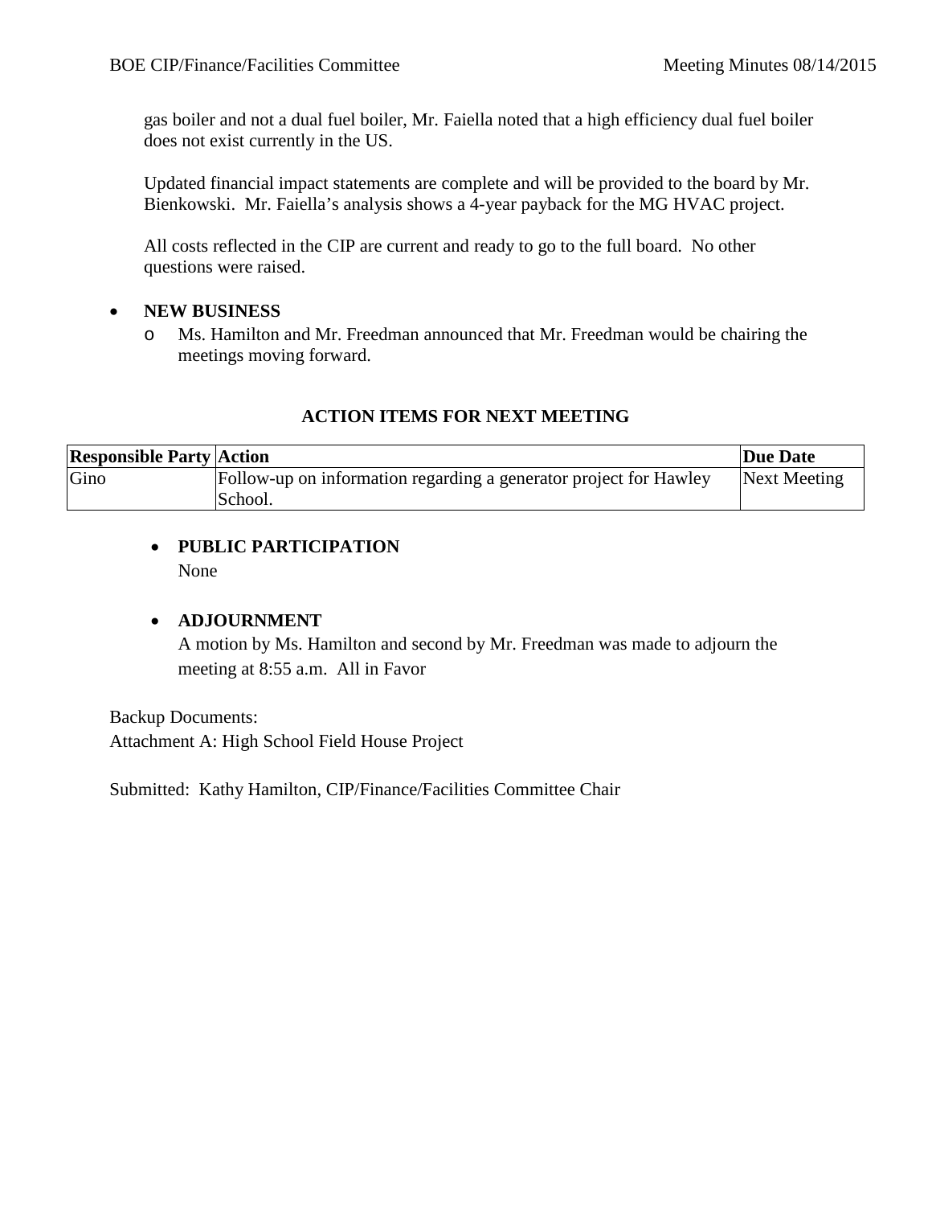gas boiler and not a dual fuel boiler, Mr. Faiella noted that a high efficiency dual fuel boiler does not exist currently in the US.

Updated financial impact statements are complete and will be provided to the board by Mr. Bienkowski. Mr. Faiella's analysis shows a 4-year payback for the MG HVAC project.

All costs reflected in the CIP are current and ready to go to the full board. No other questions were raised.

- **NEW BUSINESS**
  - Ms. Hamilton and Mr. Freedman announced that Mr. Freedman would be chairing the meetings moving forward.

**ACTION ITEMS FOR NEXT MEETING**

| Responsible Party | Action | Due Date |
|---|---|---|
| Gino | Follow-up on information regarding a generator project for Hawley School. | Next Meeting |

- **PUBLIC PARTICIPATION**
  None

- **ADJOURNMENT**
  A motion by Ms. Hamilton and second by Mr. Freedman was made to adjourn the meeting at 8:55 a.m. All in Favor

Backup Documents:
Attachment A: High School Field House Project

Submitted: Kathy Hamilton, CIP/Finance/Facilities Committee Chair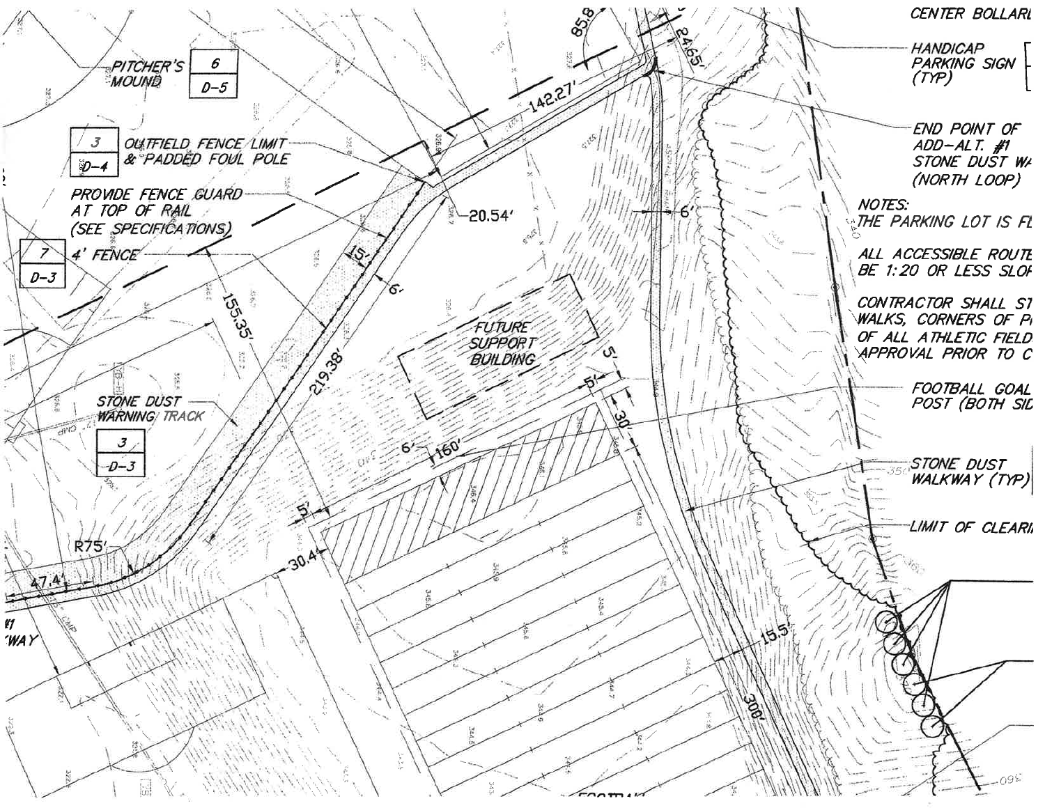PITCHER'S MOUND 6 / D-5

3 / D-4 OUTFIELD FENCE LIMIT & PADDED FOUL POLE

PROVIDE FENCE GUARD AT TOP OF RAIL (SEE SPECIFICATIONS)

7 / D-3 4' FENCE

STONE DUST WARNING TRACK 3 / D-3

FUTURE SUPPORT BUILDING

85.8' 24.65' 142.27' 20.54' 15' 6' 155.35' 219.38' 6' 160' 5' 5' 30' 5' 30.4' R75' 47.4' 15.5' 300'

CENTER BOLLARI

HANDICAP PARKING SIGN (TYP)

END POINT OF ADD-ALT. #1 STONE DUST WA (NORTH LOOP)

NOTES:
THE PARKING LOT IS FL

ALL ACCESSIBLE ROUTE BE 1:20 OR LESS SLOF

CONTRACTOR SHALL ST WALKS, CORNERS OF P OF ALL ATHLETIC FIELD APPROVAL PRIOR TO C

FOOTBALL GOAL POST (BOTH SID

STONE DUST WALKWAY (TYP)

LIMIT OF CLEARI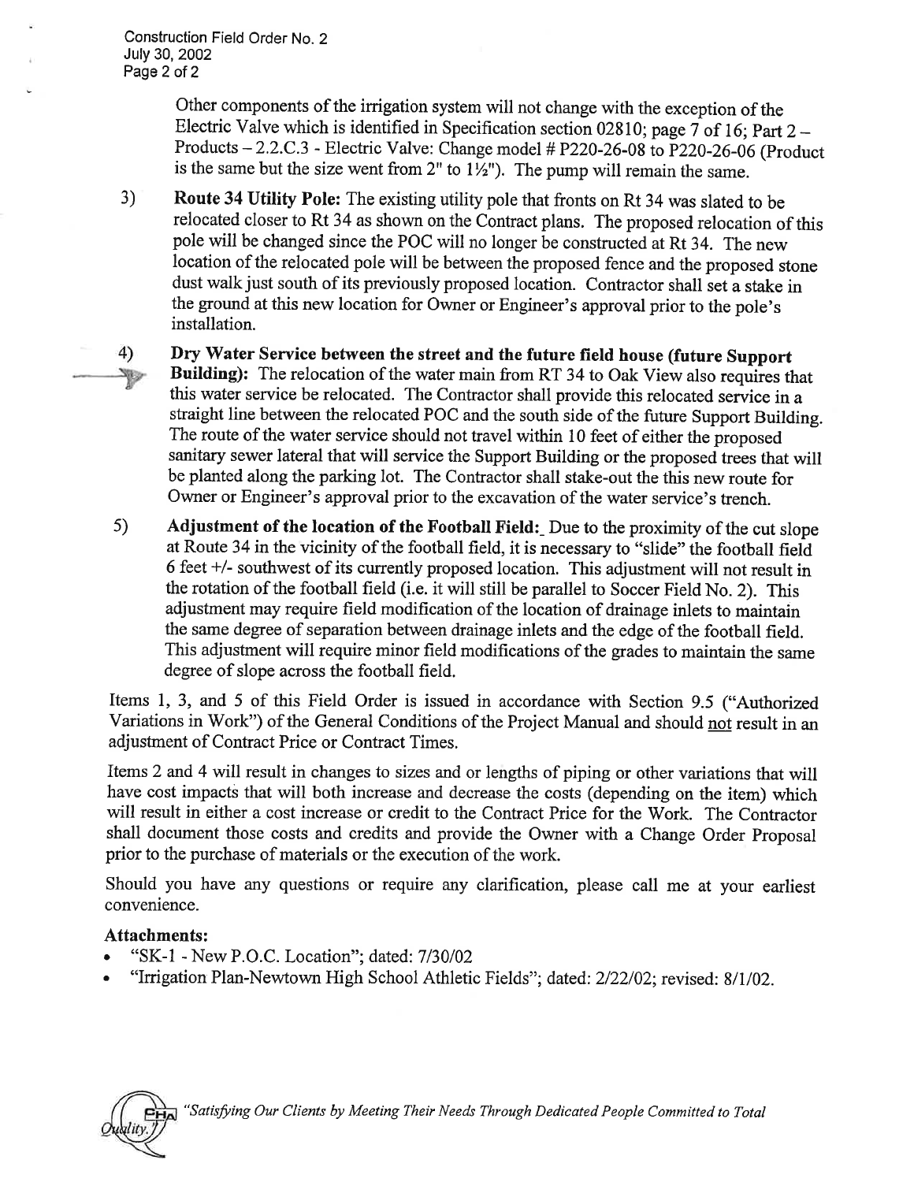Other components of the irrigation system will not change with the exception of the Electric Valve which is identified in Specification section 02810; page 7 of 16; Part 2 – Products – 2.2.C.3 - Electric Valve: Change model # P220-26-08 to P220-26-06 (Product is the same but the size went from 2" to 1½"). The pump will remain the same.

3) **Route 34 Utility Pole:** The existing utility pole that fronts on Rt 34 was slated to be relocated closer to Rt 34 as shown on the Contract plans. The proposed relocation of this pole will be changed since the POC will no longer be constructed at Rt 34. The new location of the relocated pole will be between the proposed fence and the proposed stone dust walk just south of its previously proposed location. Contractor shall set a stake in the ground at this new location for Owner or Engineer's approval prior to the pole's installation.

4) **Dry Water Service between the street and the future field house (future Support Building):** The relocation of the water main from RT 34 to Oak View also requires that this water service be relocated. The Contractor shall provide this relocated service in a straight line between the relocated POC and the south side of the future Support Building. The route of the water service should not travel within 10 feet of either the proposed sanitary sewer lateral that will service the Support Building or the proposed trees that will be planted along the parking lot. The Contractor shall stake-out the this new route for Owner or Engineer's approval prior to the excavation of the water service's trench.

5) **Adjustment of the location of the Football Field:** Due to the proximity of the cut slope at Route 34 in the vicinity of the football field, it is necessary to "slide" the football field 6 feet +/- southwest of its currently proposed location. This adjustment will not result in the rotation of the football field (i.e. it will still be parallel to Soccer Field No. 2). This adjustment may require field modification of the location of drainage inlets to maintain the same degree of separation between drainage inlets and the edge of the football field. This adjustment will require minor field modifications of the grades to maintain the same degree of slope across the football field.

Items 1, 3, and 5 of this Field Order is issued in accordance with Section 9.5 ("Authorized Variations in Work") of the General Conditions of the Project Manual and should not result in an adjustment of Contract Price or Contract Times.

Items 2 and 4 will result in changes to sizes and or lengths of piping or other variations that will have cost impacts that will both increase and decrease the costs (depending on the item) which will result in either a cost increase or credit to the Contract Price for the Work. The Contractor shall document those costs and credits and provide the Owner with a Change Order Proposal prior to the purchase of materials or the execution of the work.

Should you have any questions or require any clarification, please call me at your earliest convenience.

**Attachments:**

- "SK-1 - New P.O.C. Location"; dated: 7/30/02
- "Irrigation Plan-Newtown High School Athletic Fields"; dated: 2/22/02; revised: 8/1/02.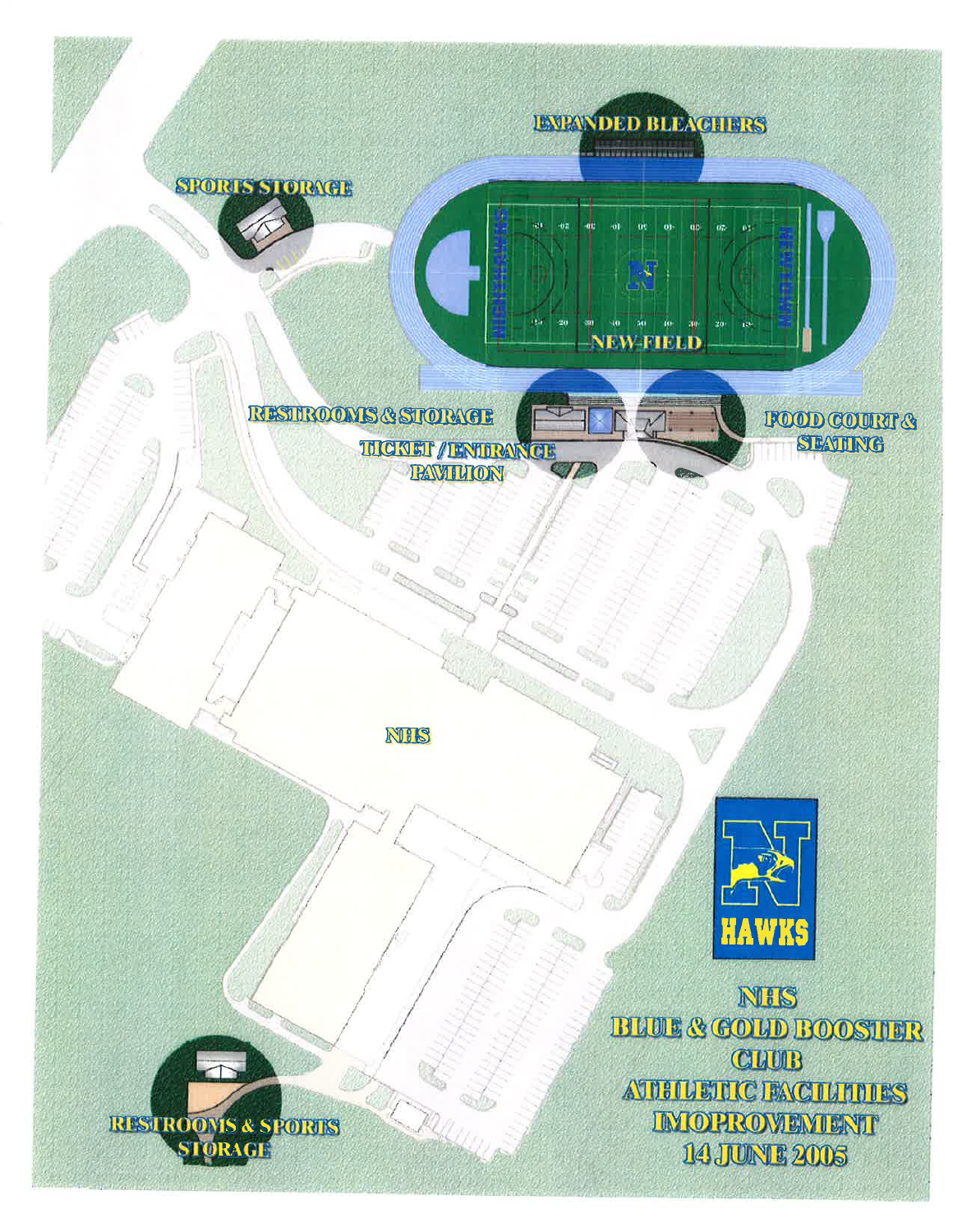EXPANDED BLEACHERS

SPORTS STORAGE

NEW FIELD

RESTROOMS & STORAGE

TICKET / ENTRANCE PAVILION

FOOD COURT & SEATING

NHS

HAWKS

NHS
BLUE & GOLD BOOSTER CLUB
ATHLETIC FACILITIES IMOPROVEMENT
14 JUNE 2005

RESTROOMS & SPORTS STORAGE